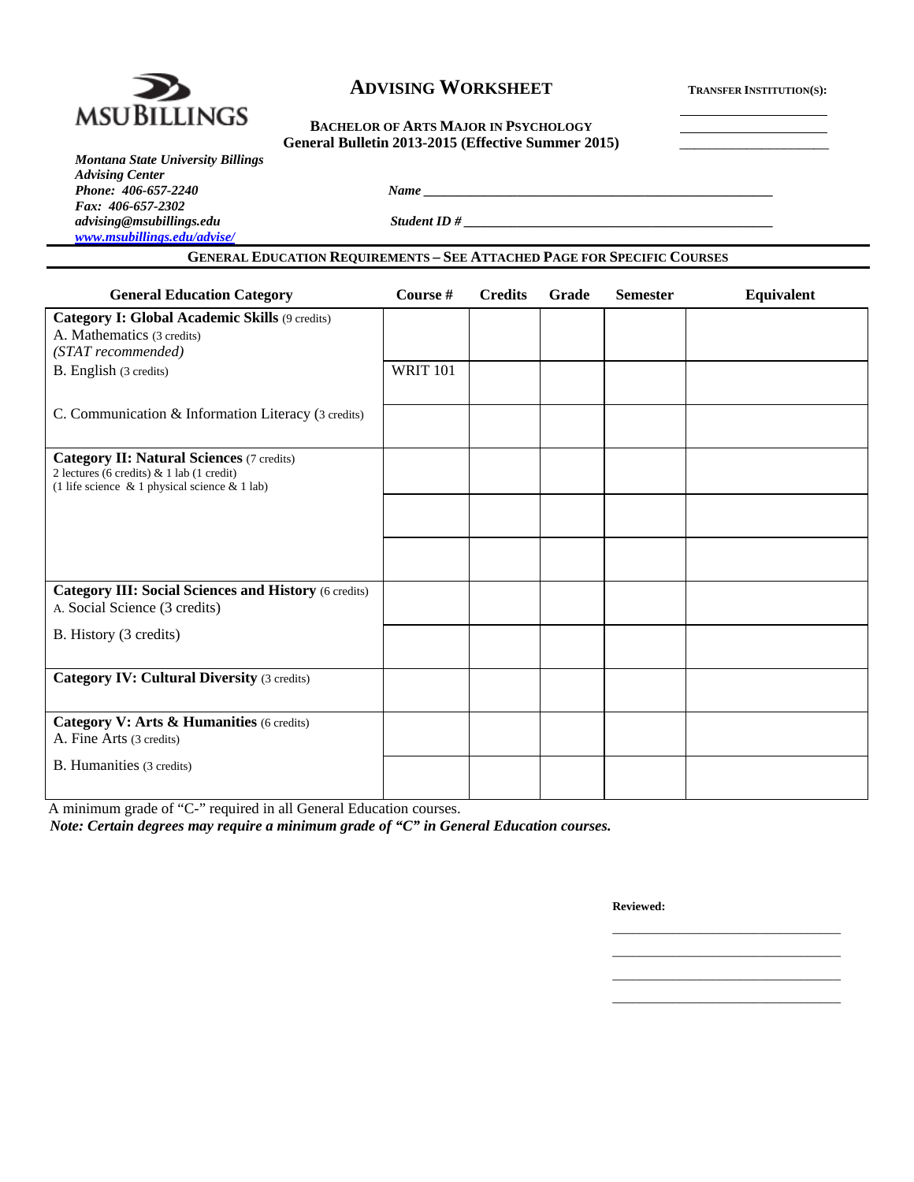# ADVISING WORKSHEET

**TRANSFER INSTITUTION(S):**

______________________

______________________

______________________

MSU BILLINGS

**BACHELOR OF ARTS MAJOR IN PSYCHOLOGY**
**General Bulletin 2013-2015 (Effective Summer 2015)**

***Montana State University Billings***
***Advising Center***
***Phone: 406-657-2240***
***Fax: 406-657-2302***
***advising@msubillings.edu***
***www.msubillings.edu/advise/***

***Name*** ______________________________________________

***Student ID #*** ________________________________________

## GENERAL EDUCATION REQUIREMENTS – SEE ATTACHED PAGE FOR SPECIFIC COURSES

| General Education Category | Course # | Credits | Grade | Semester | Equivalent |
|---|---|---|---|---|---|
| **Category I: Global Academic Skills** (9 credits)<br>A. Mathematics (3 credits)<br>*(STAT recommended)* | | | | | |
| B. English (3 credits) | WRIT 101 | | | | |
| C. Communication & Information Literacy (3 credits) | | | | | |
| **Category II: Natural Sciences** (7 credits)<br>2 lectures (6 credits) & 1 lab (1 credit)<br>(1 life science & 1 physical science & 1 lab) | | | | | |
| | | | | | |
| | | | | | |
| **Category III: Social Sciences and History** (6 credits)<br>A. Social Science (3 credits) | | | | | |
| B. History (3 credits) | | | | | |
| **Category IV: Cultural Diversity** (3 credits) | | | | | |
| **Category V: Arts & Humanities** (6 credits)<br>A. Fine Arts (3 credits) | | | | | |
| B. Humanities (3 credits) | | | | | |

A minimum grade of "C-" required in all General Education courses.

***Note: Certain degrees may require a minimum grade of "C" in General Education courses.***

**Reviewed:**

______________________________

______________________________

______________________________

______________________________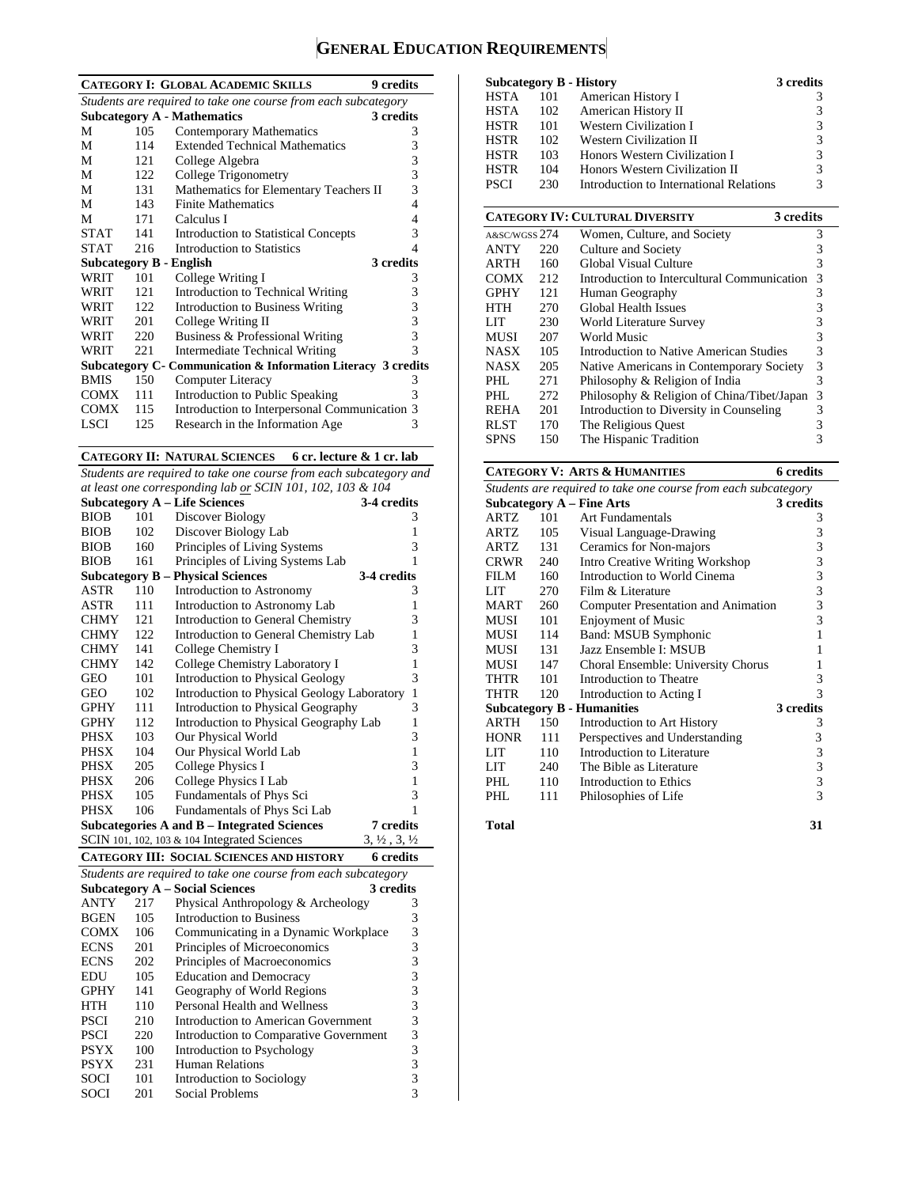# General Education Requirements

## Category I: Global Academic Skills — 9 credits

*Students are required to take one course from each subcategory*

### Subcategory A - Mathematics — 3 credits

| | | | |
|---|---|---|---|
| M | 105 | Contemporary Mathematics | 3 |
| M | 114 | Extended Technical Mathematics | 3 |
| M | 121 | College Algebra | 3 |
| M | 122 | College Trigonometry | 3 |
| M | 131 | Mathematics for Elementary Teachers II | 3 |
| M | 143 | Finite Mathematics | 4 |
| M | 171 | Calculus I | 4 |
| STAT | 141 | Introduction to Statistical Concepts | 3 |
| STAT | 216 | Introduction to Statistics | 4 |

### Subcategory B - English — 3 credits

| | | | |
|---|---|---|---|
| WRIT | 101 | College Writing I | 3 |
| WRIT | 121 | Introduction to Technical Writing | 3 |
| WRIT | 122 | Introduction to Business Writing | 3 |
| WRIT | 201 | College Writing II | 3 |
| WRIT | 220 | Business & Professional Writing | 3 |
| WRIT | 221 | Intermediate Technical Writing | 3 |

### Subcategory C- Communication & Information Literacy — 3 credits

| | | | |
|---|---|---|---|
| BMIS | 150 | Computer Literacy | 3 |
| COMX | 111 | Introduction to Public Speaking | 3 |
| COMX | 115 | Introduction to Interpersonal Communication | 3 |
| LSCI | 125 | Research in the Information Age | 3 |

## Category II: Natural Sciences — 6 cr. lecture & 1 cr. lab

*Students are required to take one course from each subcategory and at least one corresponding lab or SCIN 101, 102, 103 & 104*

### Subcategory A – Life Sciences — 3-4 credits

| | | | |
|---|---|---|---|
| BIOB | 101 | Discover Biology | 3 |
| BIOB | 102 | Discover Biology Lab | 1 |
| BIOB | 160 | Principles of Living Systems | 3 |
| BIOB | 161 | Principles of Living Systems Lab | 1 |

### Subcategory B – Physical Sciences — 3-4 credits

| | | | |
|---|---|---|---|
| ASTR | 110 | Introduction to Astronomy | 3 |
| ASTR | 111 | Introduction to Astronomy Lab | 1 |
| CHMY | 121 | Introduction to General Chemistry | 3 |
| CHMY | 122 | Introduction to General Chemistry Lab | 1 |
| CHMY | 141 | College Chemistry I | 3 |
| CHMY | 142 | College Chemistry Laboratory I | 1 |
| GEO | 101 | Introduction to Physical Geology | 3 |
| GEO | 102 | Introduction to Physical Geology Laboratory | 1 |
| GPHY | 111 | Introduction to Physical Geography | 3 |
| GPHY | 112 | Introduction to Physical Geography Lab | 1 |
| PHSX | 103 | Our Physical World | 3 |
| PHSX | 104 | Our Physical World Lab | 1 |
| PHSX | 205 | College Physics I | 3 |
| PHSX | 206 | College Physics I Lab | 1 |
| PHSX | 105 | Fundamentals of Phys Sci | 3 |
| PHSX | 106 | Fundamentals of Phys Sci Lab | 1 |

### Subcategories A and B – Integrated Sciences — 7 credits

SCIN 101, 102, 103 & 104 Integrated Sciences — 3, ½ , 3, ½

## Category III: Social Sciences and History — 6 credits

*Students are required to take one course from each subcategory*

### Subcategory A – Social Sciences — 3 credits

| | | | |
|---|---|---|---|
| ANTY | 217 | Physical Anthropology & Archeology | 3 |
| BGEN | 105 | Introduction to Business | 3 |
| COMX | 106 | Communicating in a Dynamic Workplace | 3 |
| ECNS | 201 | Principles of Microeconomics | 3 |
| ECNS | 202 | Principles of Macroeconomics | 3 |
| EDU | 105 | Education and Democracy | 3 |
| GPHY | 141 | Geography of World Regions | 3 |
| HTH | 110 | Personal Health and Wellness | 3 |
| PSCI | 210 | Introduction to American Government | 3 |
| PSCI | 220 | Introduction to Comparative Government | 3 |
| PSYX | 100 | Introduction to Psychology | 3 |
| PSYX | 231 | Human Relations | 3 |
| SOCI | 101 | Introduction to Sociology | 3 |
| SOCI | 201 | Social Problems | 3 |

### Subcategory B - History — 3 credits

| | | | |
|---|---|---|---|
| HSTA | 101 | American History I | 3 |
| HSTA | 102 | American History II | 3 |
| HSTR | 101 | Western Civilization I | 3 |
| HSTR | 102 | Western Civilization II | 3 |
| HSTR | 103 | Honors Western Civilization I | 3 |
| HSTR | 104 | Honors Western Civilization II | 3 |
| PSCI | 230 | Introduction to International Relations | 3 |

## Category IV: Cultural Diversity — 3 credits

| | | | |
|---|---|---|---|
| A&SC/WGSS | 274 | Women, Culture, and Society | 3 |
| ANTY | 220 | Culture and Society | 3 |
| ARTH | 160 | Global Visual Culture | 3 |
| COMX | 212 | Introduction to Intercultural Communication | 3 |
| GPHY | 121 | Human Geography | 3 |
| HTH | 270 | Global Health Issues | 3 |
| LIT | 230 | World Literature Survey | 3 |
| MUSI | 207 | World Music | 3 |
| NASX | 105 | Introduction to Native American Studies | 3 |
| NASX | 205 | Native Americans in Contemporary Society | 3 |
| PHL | 271 | Philosophy & Religion of India | 3 |
| PHL | 272 | Philosophy & Religion of China/Tibet/Japan | 3 |
| REHA | 201 | Introduction to Diversity in Counseling | 3 |
| RLST | 170 | The Religious Quest | 3 |
| SPNS | 150 | The Hispanic Tradition | 3 |

## Category V: Arts & Humanities — 6 credits

*Students are required to take one course from each subcategory*

### Subcategory A – Fine Arts — 3 credits

| | | | |
|---|---|---|---|
| ARTZ | 101 | Art Fundamentals | 3 |
| ARTZ | 105 | Visual Language-Drawing | 3 |
| ARTZ | 131 | Ceramics for Non-majors | 3 |
| CRWR | 240 | Intro Creative Writing Workshop | 3 |
| FILM | 160 | Introduction to World Cinema | 3 |
| LIT | 270 | Film & Literature | 3 |
| MART | 260 | Computer Presentation and Animation | 3 |
| MUSI | 101 | Enjoyment of Music | 3 |
| MUSI | 114 | Band: MSUB Symphonic | 1 |
| MUSI | 131 | Jazz Ensemble I: MSUB | 1 |
| MUSI | 147 | Choral Ensemble: University Chorus | 1 |
| THTR | 101 | Introduction to Theatre | 3 |
| THTR | 120 | Introduction to Acting I | 3 |

### Subcategory B - Humanities — 3 credits

| | | | |
|---|---|---|---|
| ARTH | 150 | Introduction to Art History | 3 |
| HONR | 111 | Perspectives and Understanding | 3 |
| LIT | 110 | Introduction to Literature | 3 |
| LIT | 240 | The Bible as Literature | 3 |
| PHL | 110 | Introduction to Ethics | 3 |
| PHL | 111 | Philosophies of Life | 3 |

**Total** — **31**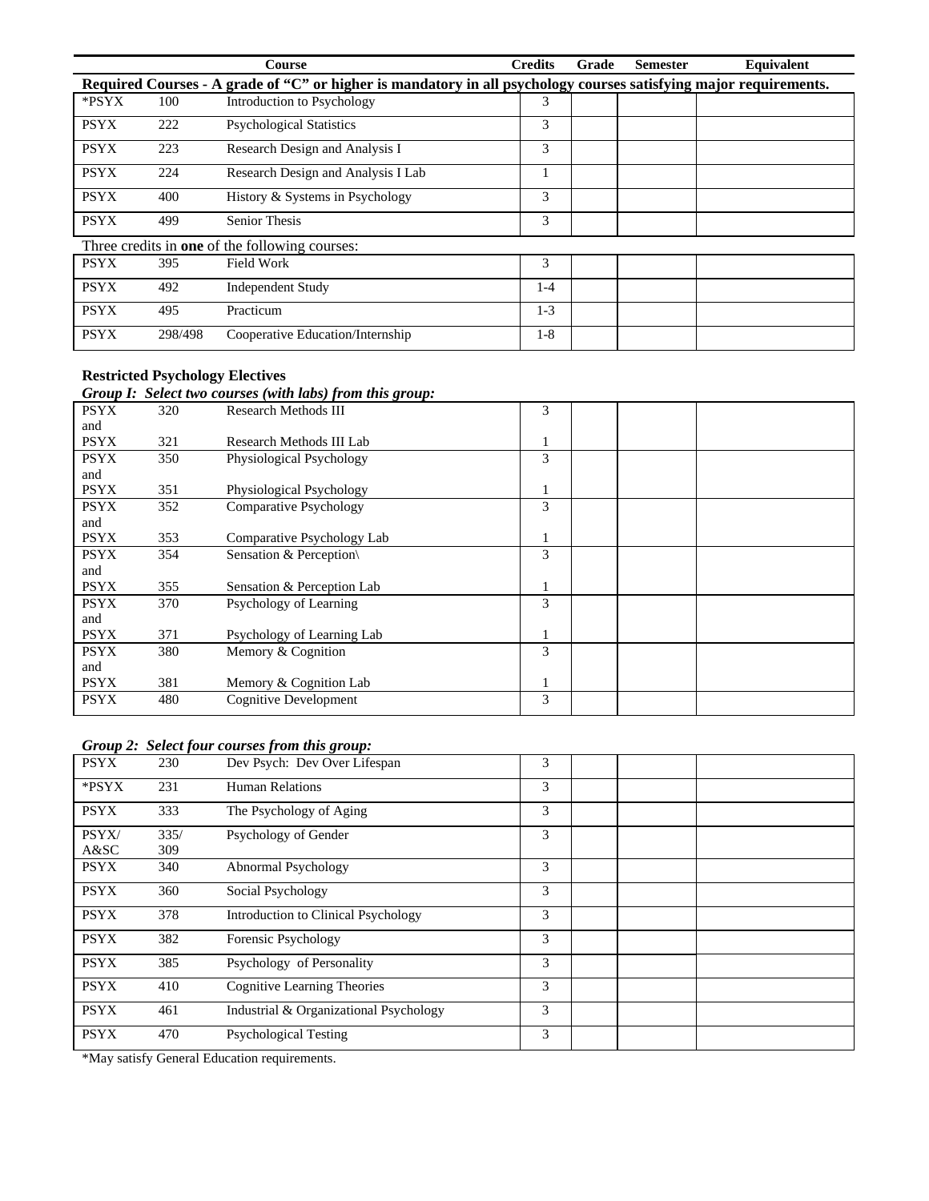| Course | | | Credits | Grade | Semester | Equivalent |
|---|---|---|---|---|---|---|
| **Required Courses - A grade of "C" or higher is mandatory in all psychology courses satisfying major requirements.** | | | | | | |
| *PSYX | 100 | Introduction to Psychology | 3 | | | |
| PSYX | 222 | Psychological Statistics | 3 | | | |
| PSYX | 223 | Research Design and Analysis I | 3 | | | |
| PSYX | 224 | Research Design and Analysis I Lab | 1 | | | |
| PSYX | 400 | History & Systems in Psychology | 3 | | | |
| PSYX | 499 | Senior Thesis | 3 | | | |
| Three credits in **one** of the following courses: | | | | | | |
| PSYX | 395 | Field Work | 3 | | | |
| PSYX | 492 | Independent Study | 1-4 | | | |
| PSYX | 495 | Practicum | 1-3 | | | |
| PSYX | 298/498 | Cooperative Education/Internship | 1-8 | | | |

**Restricted Psychology Electives**

***Group I: Select two courses (with labs) from this group:***

| | | | | | | |
|---|---|---|---|---|---|---|
| PSYX and PSYX | 320 / 321 | Research Methods III / Research Methods III Lab | 3 / 1 | | | |
| PSYX and PSYX | 350 / 351 | Physiological Psychology / Physiological Psychology | 3 / 1 | | | |
| PSYX and PSYX | 352 / 353 | Comparative Psychology / Comparative Psychology Lab | 3 / 1 | | | |
| PSYX and PSYX | 354 / 355 | Sensation & Perception\ / Sensation & Perception Lab | 3 / 1 | | | |
| PSYX and PSYX | 370 / 371 | Psychology of Learning / Psychology of Learning Lab | 3 / 1 | | | |
| PSYX and PSYX | 380 / 381 | Memory & Cognition / Memory & Cognition Lab | 3 / 1 | | | |
| PSYX | 480 | Cognitive Development | 3 | | | |

***Group 2: Select four courses from this group:***

| | | | | | | |
|---|---|---|---|---|---|---|
| PSYX | 230 | Dev Psych: Dev Over Lifespan | 3 | | | |
| *PSYX | 231 | Human Relations | 3 | | | |
| PSYX | 333 | The Psychology of Aging | 3 | | | |
| PSYX/ A&SC | 335/ 309 | Psychology of Gender | 3 | | | |
| PSYX | 340 | Abnormal Psychology | 3 | | | |
| PSYX | 360 | Social Psychology | 3 | | | |
| PSYX | 378 | Introduction to Clinical Psychology | 3 | | | |
| PSYX | 382 | Forensic Psychology | 3 | | | |
| PSYX | 385 | Psychology of Personality | 3 | | | |
| PSYX | 410 | Cognitive Learning Theories | 3 | | | |
| PSYX | 461 | Industrial & Organizational Psychology | 3 | | | |
| PSYX | 470 | Psychological Testing | 3 | | | |

*May satisfy General Education requirements.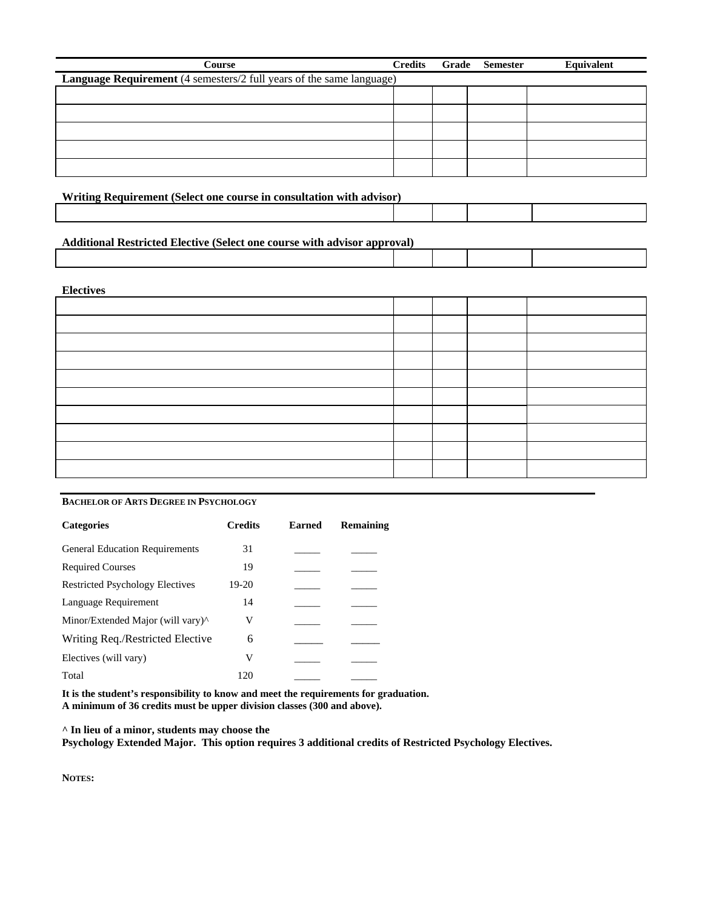| Course | Credits | Grade | Semester | Equivalent |
|---|---|---|---|---|
| **Language Requirement** (4 semesters/2 full years of the same language) | | | | |
| | | | | |
| | | | | |
| | | | | |
| | | | | |
| | | | | |

**Writing Requirement (Select one course in consultation with advisor)**

| | | | | |
|---|---|---|---|---|
| | | | | |

**Additional Restricted Elective (Select one course with advisor approval)**

| | | | | |
|---|---|---|---|---|
| | | | | |

**Electives**

| | | | | |
|---|---|---|---|---|
| | | | | |
| | | | | |
| | | | | |
| | | | | |
| | | | | |
| | | | | |
| | | | | |
| | | | | |
| | | | | |
| | | | | |

**BACHELOR OF ARTS DEGREE IN PSYCHOLOGY**

| **Categories** | **Credits** | **Earned** | **Remaining** |
|---|---|---|---|
| General Education Requirements | 31 | _____ | _____ |
| Required Courses | 19 | _____ | _____ |
| Restricted Psychology Electives | 19-20 | _____ | _____ |
| Language Requirement | 14 | _____ | _____ |
| Minor/Extended Major (will vary)^ | V | _____ | _____ |
| Writing Req./Restricted Elective | 6 | _____ | _____ |
| Electives (will vary) | V | _____ | _____ |
| Total | 120 | _____ | _____ |

**It is the student's responsibility to know and meet the requirements for graduation.**
**A minimum of 36 credits must be upper division classes (300 and above).**

**^ In lieu of a minor, students may choose the**
**Psychology Extended Major. This option requires 3 additional credits of Restricted Psychology Electives.**

**NOTES:**